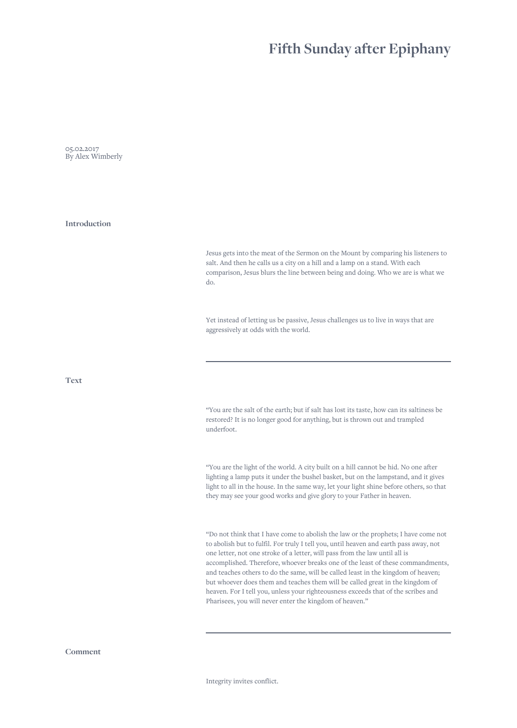# Fifth Sunday after Epiphany

05.02.2017
By Alex Wimberly

## Introduction

Jesus gets into the meat of the Sermon on the Mount by comparing his listeners to salt. And then he calls us a city on a hill and a lamp on a stand. With each comparison, Jesus blurs the line between being and doing. Who we are is what we do.

Yet instead of letting us be passive, Jesus challenges us to live in ways that are aggressively at odds with the world.

---

## Text

“You are the salt of the earth; but if salt has lost its taste, how can its saltiness be restored? It is no longer good for anything, but is thrown out and trampled underfoot.

“You are the light of the world. A city built on a hill cannot be hid. No one after lighting a lamp puts it under the bushel basket, but on the lampstand, and it gives light to all in the house. In the same way, let your light shine before others, so that they may see your good works and give glory to your Father in heaven.

“Do not think that I have come to abolish the law or the prophets; I have come not to abolish but to fulfil. For truly I tell you, until heaven and earth pass away, not one letter, not one stroke of a letter, will pass from the law until all is accomplished. Therefore, whoever breaks one of the least of these commandments, and teaches others to do the same, will be called least in the kingdom of heaven; but whoever does them and teaches them will be called great in the kingdom of heaven. For I tell you, unless your righteousness exceeds that of the scribes and Pharisees, you will never enter the kingdom of heaven.”

---

## Comment

Integrity invites conflict.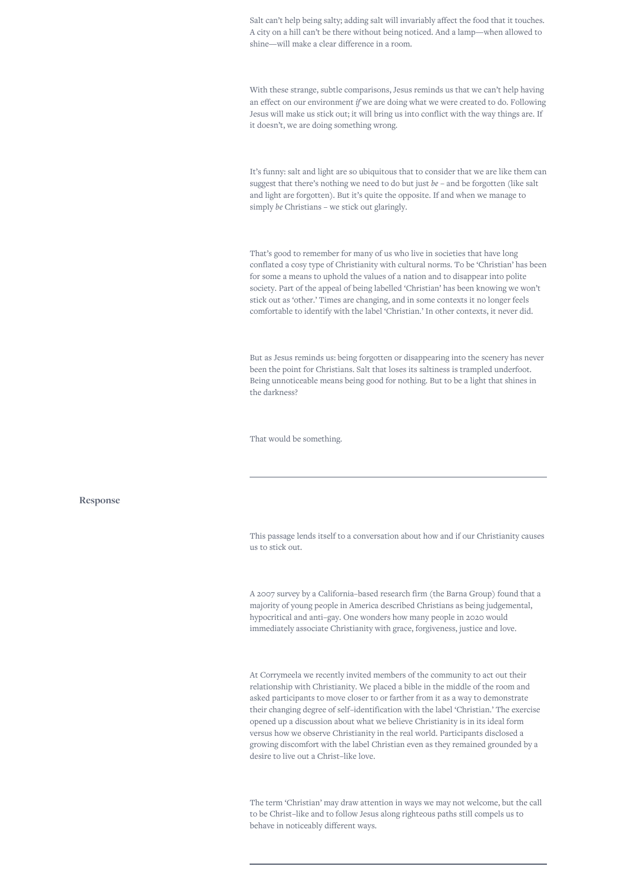Salt can't help being salty; adding salt will invariably affect the food that it touches. A city on a hill can't be there without being noticed. And a lamp—when allowed to shine—will make a clear difference in a room.

With these strange, subtle comparisons, Jesus reminds us that we can't help having an effect on our environment *if* we are doing what we were created to do. Following Jesus will make us stick out; it will bring us into conflict with the way things are. If it doesn't, we are doing something wrong.

It's funny: salt and light are so ubiquitous that to consider that we are like them can suggest that there's nothing we need to do but just *be* – and be forgotten (like salt and light are forgotten). But it's quite the opposite. If and when we manage to simply *be* Christians – we stick out glaringly.

That's good to remember for many of us who live in societies that have long conflated a cosy type of Christianity with cultural norms. To be 'Christian' has been for some a means to uphold the values of a nation and to disappear into polite society. Part of the appeal of being labelled 'Christian' has been knowing we won't stick out as 'other.' Times are changing, and in some contexts it no longer feels comfortable to identify with the label 'Christian.' In other contexts, it never did.

But as Jesus reminds us: being forgotten or disappearing into the scenery has never been the point for Christians. Salt that loses its saltiness is trampled underfoot. Being unnoticeable means being good for nothing. But to be a light that shines in the darkness?

That would be something.

---

## Response

This passage lends itself to a conversation about how and if our Christianity causes us to stick out.

A 2007 survey by a California-based research firm (the Barna Group) found that a majority of young people in America described Christians as being judgemental, hypocritical and anti-gay. One wonders how many people in 2020 would immediately associate Christianity with grace, forgiveness, justice and love.

At Corrymeela we recently invited members of the community to act out their relationship with Christianity. We placed a bible in the middle of the room and asked participants to move closer to or farther from it as a way to demonstrate their changing degree of self-identification with the label 'Christian.' The exercise opened up a discussion about what we believe Christianity is in its ideal form versus how we observe Christianity in the real world. Participants disclosed a growing discomfort with the label Christian even as they remained grounded by a desire to live out a Christ-like love.

The term 'Christian' may draw attention in ways we may not welcome, but the call to be Christ-like and to follow Jesus along righteous paths still compels us to behave in noticeably different ways.

---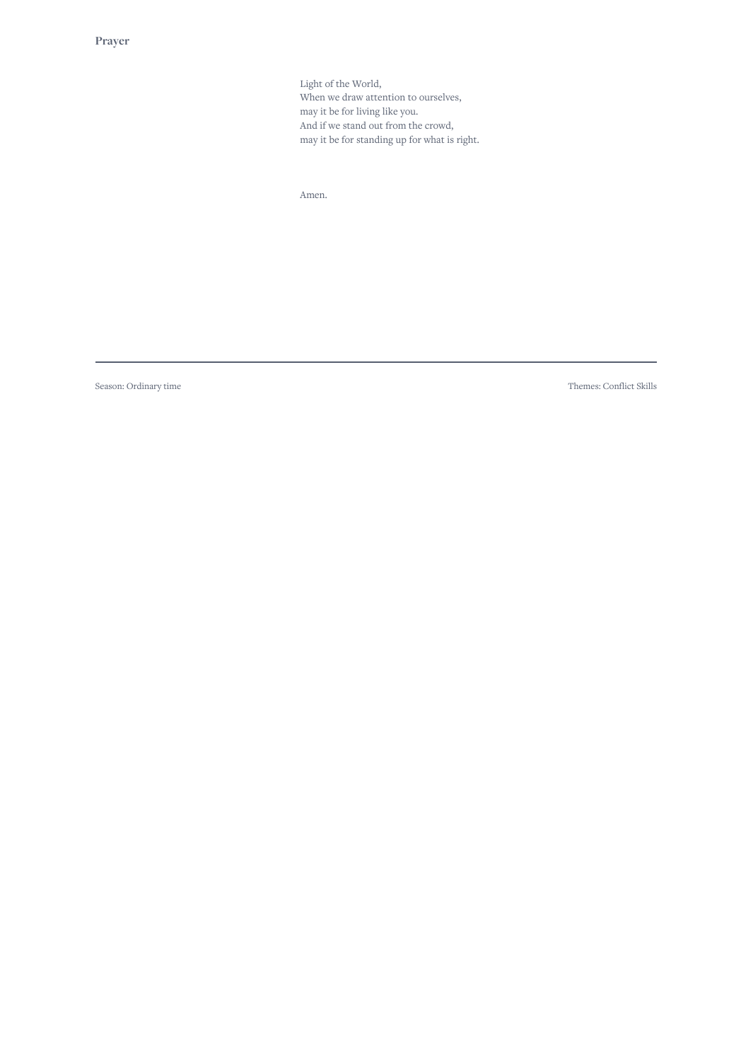**Prayer**

Light of the World,
When we draw attention to ourselves,
may it be for living like you.
And if we stand out from the crowd,
may it be for standing up for what is right.

Amen.

---

Season: Ordinary time

Themes: Conflict Skills